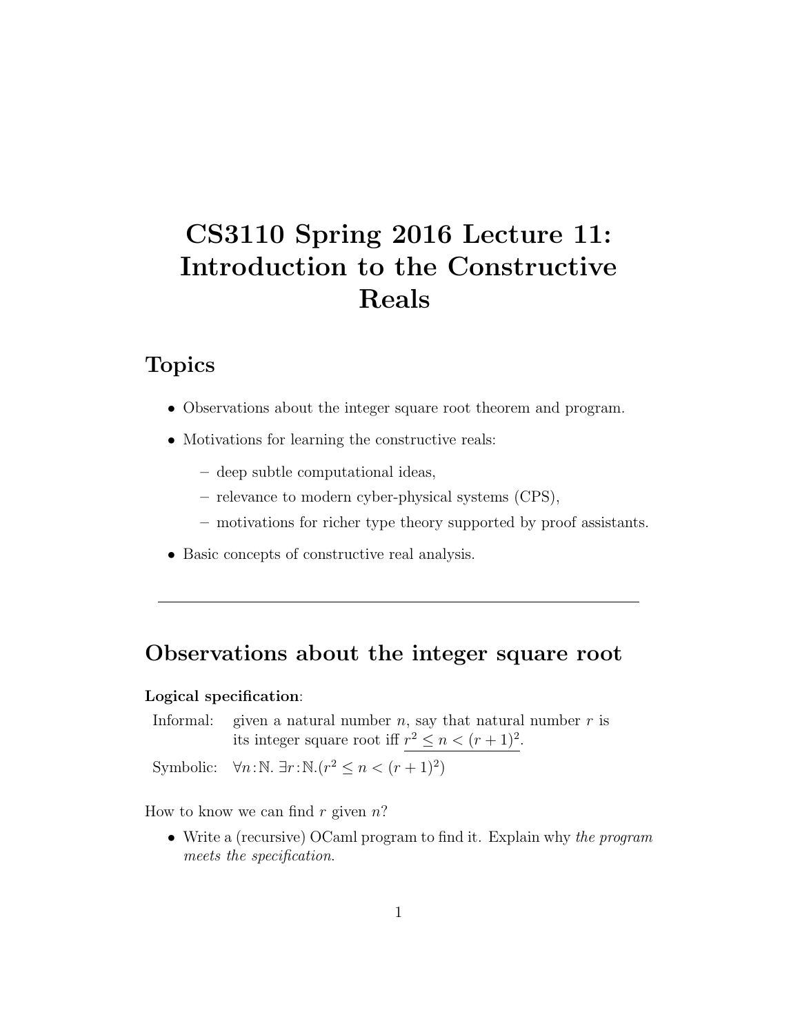# CS3110 Spring 2016 Lecture 11: Introduction to the Constructive Reals

## Topics

- Observations about the integer square root theorem and program.
- Motivations for learning the constructive reals:
  - deep subtle computational ideas,
  - relevance to modern cyber-physical systems (CPS),
  - motivations for richer type theory supported by proof assistants.
- Basic concepts of constructive real analysis.

---

## Observations about the integer square root

**Logical specification**:

Informal: given a natural number $n$, say that natural number $r$ is its integer square root iff $\underline{r^2 \leq n < (r+1)^2}$.

Symbolic: $\forall n : \mathbb{N}.\ \exists r : \mathbb{N}.(r^2 \leq n < (r+1)^2)$

How to know we can find $r$ given $n$?

- Write a (recursive) OCaml program to find it. Explain why *the program meets the specification*.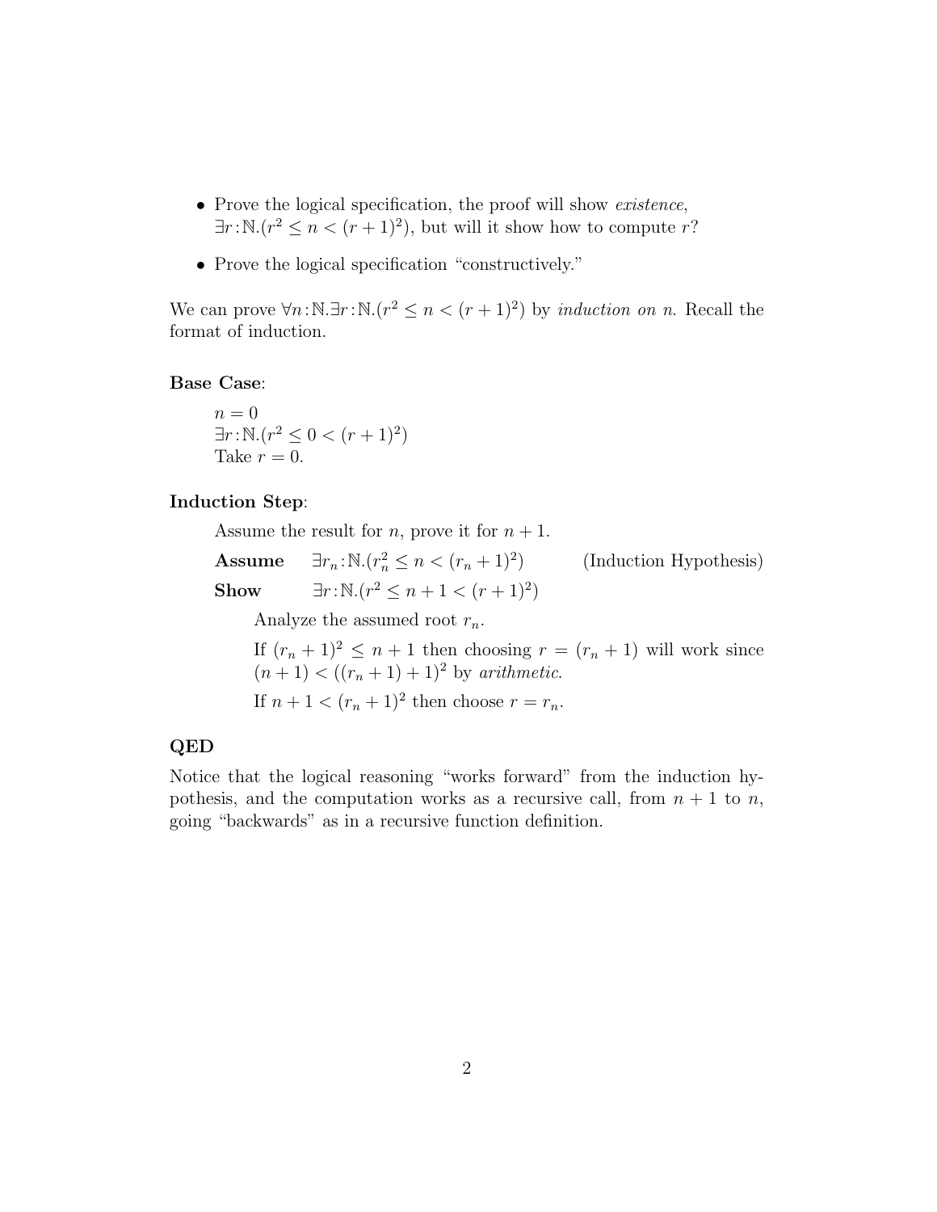- Prove the logical specification, the proof will show *existence*, $\exists r:\mathbb{N}.(r^2 \leq n < (r+1)^2)$, but will it show how to compute $r$?

- Prove the logical specification "constructively."

We can prove $\forall n:\mathbb{N}.\exists r:\mathbb{N}.(r^2 \leq n < (r+1)^2)$ by *induction on n.* Recall the format of induction.

**Base Case**:

> $n = 0$
> $\exists r:\mathbb{N}.(r^2 \leq 0 < (r+1)^2)$
> Take $r = 0$.

**Induction Step**:

> Assume the result for $n$, prove it for $n+1$.
>
> **Assume** $\exists r_n:\mathbb{N}.(r_n^2 \leq n < (r_n+1)^2)$ (Induction Hypothesis)
>
> **Show** $\exists r:\mathbb{N}.(r^2 \leq n+1 < (r+1)^2)$
>
> Analyze the assumed root $r_n$.
>
> If $(r_n+1)^2 \leq n+1$ then choosing $r = (r_n+1)$ will work since $(n+1) < ((r_n+1)+1)^2$ by *arithmetic*.
>
> If $n+1 < (r_n+1)^2$ then choose $r = r_n$.

**QED**

Notice that the logical reasoning "works forward" from the induction hypothesis, and the computation works as a recursive call, from $n+1$ to $n$, going "backwards" as in a recursive function definition.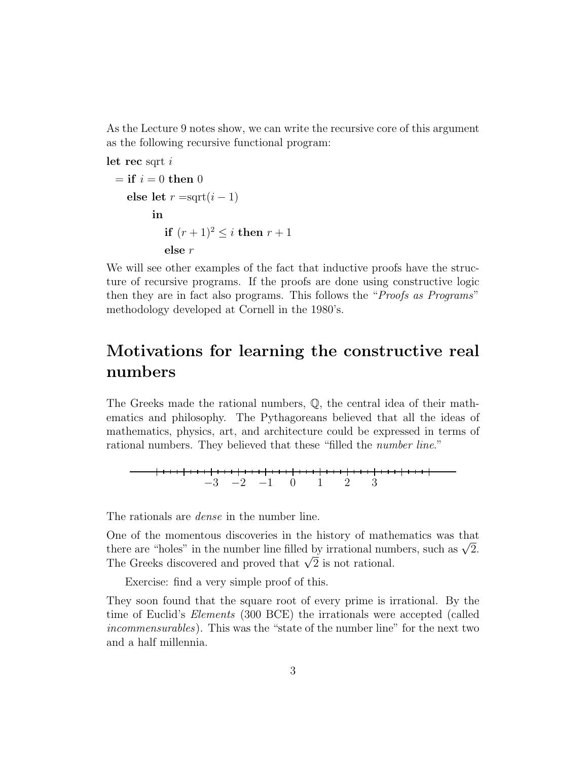As the Lecture 9 notes show, we can write the recursive core of this argument as the following recursive functional program:

```
let rec sqrt i
  = if i = 0 then 0
    else let r = sqrt(i − 1)
         in
           if (r + 1)^2 ≤ i then r + 1
           else r
```

We will see other examples of the fact that inductive proofs have the structure of recursive programs. If the proofs are done using constructive logic then they are in fact also programs. This follows the "*Proofs as Programs*" methodology developed at Cornell in the 1980's.

# Motivations for learning the constructive real numbers

The Greeks made the rational numbers, $\mathbb{Q}$, the central idea of their mathematics and philosophy. The Pythagoreans believed that all the ideas of mathematics, physics, art, and architecture could be expressed in terms of rational numbers. They believed that these "filled the *number line*."

$-3 \quad -2 \quad -1 \quad 0 \quad 1 \quad 2 \quad 3$

The rationals are *dense* in the number line.

One of the momentous discoveries in the history of mathematics was that there are "holes" in the number line filled by irrational numbers, such as $\sqrt{2}$. The Greeks discovered and proved that $\sqrt{2}$ is not rational.

Exercise: find a very simple proof of this.

They soon found that the square root of every prime is irrational. By the time of Euclid's *Elements* (300 BCE) the irrationals were accepted (called *incommensurables*). This was the "state of the number line" for the next two and a half millennia.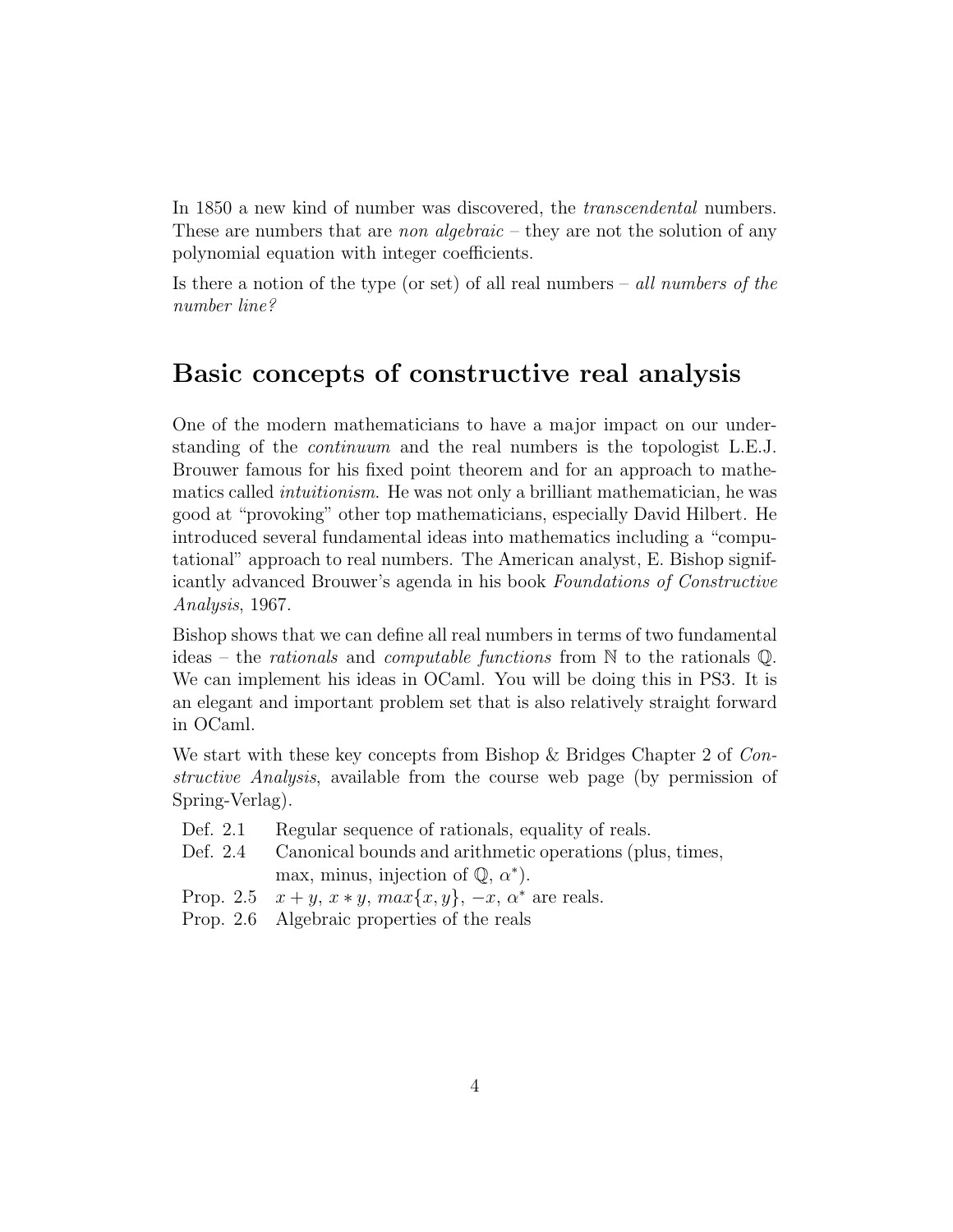In 1850 a new kind of number was discovered, the *transcendental* numbers. These are numbers that are *non algebraic* – they are not the solution of any polynomial equation with integer coefficients.

Is there a notion of the type (or set) of all real numbers – *all numbers of the number line?*

## Basic concepts of constructive real analysis

One of the modern mathematicians to have a major impact on our understanding of the *continuum* and the real numbers is the topologist L.E.J. Brouwer famous for his fixed point theorem and for an approach to mathematics called *intuitionism*. He was not only a brilliant mathematician, he was good at "provoking" other top mathematicians, especially David Hilbert. He introduced several fundamental ideas into mathematics including a "computational" approach to real numbers. The American analyst, E. Bishop significantly advanced Brouwer's agenda in his book *Foundations of Constructive Analysis*, 1967.

Bishop shows that we can define all real numbers in terms of two fundamental ideas – the *rationals* and *computable functions* from $\mathbb{N}$ to the rationals $\mathbb{Q}$. We can implement his ideas in OCaml. You will be doing this in PS3. It is an elegant and important problem set that is also relatively straight forward in OCaml.

We start with these key concepts from Bishop & Bridges Chapter 2 of *Constructive Analysis*, available from the course web page (by permission of Spring-Verlag).

| | |
|---|---|
| Def. 2.1 | Regular sequence of rationals, equality of reals. |
| Def. 2.4 | Canonical bounds and arithmetic operations (plus, times, max, minus, injection of $\mathbb{Q}$, $\alpha^*$). |
| Prop. 2.5 | $x + y$, $x * y$, $max\{x, y\}$, $-x$, $\alpha^*$ are reals. |
| Prop. 2.6 | Algebraic properties of the reals |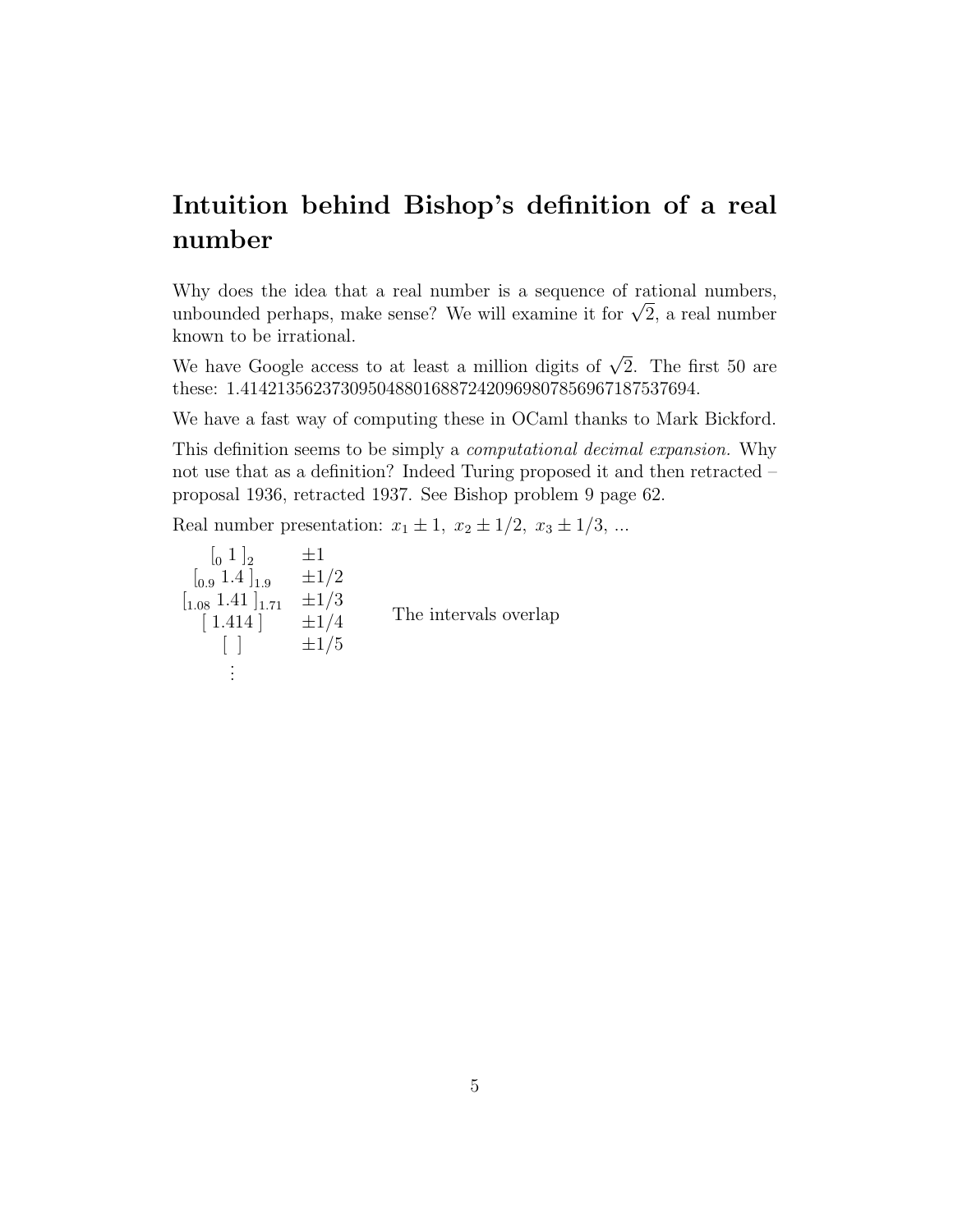# Intuition behind Bishop's definition of a real number

Why does the idea that a real number is a sequence of rational numbers, unbounded perhaps, make sense? We will examine it for $\sqrt{2}$, a real number known to be irrational.

We have Google access to at least a million digits of $\sqrt{2}$. The first 50 are these: 1.4142135623730950488016887242096980785696718753769​4.

We have a fast way of computing these in OCaml thanks to Mark Bickford.

This definition seems to be simply a *computational decimal expansion.* Why not use that as a definition? Indeed Turing proposed it and then retracted – proposal 1936, retracted 1937. See Bishop problem 9 page 62.

Real number presentation: $x_1 \pm 1,\ x_2 \pm 1/2,\ x_3 \pm 1/3, \ldots$

$$
\begin{array}{cc}
[_0\ 1\ ]_2 & \pm 1 \\
[_{0.9}\ 1.4\ ]_{1.9} & \pm 1/2 \\
[_{1.08}\ 1.41\ ]_{1.71} & \pm 1/3 \\
[\ 1.414\ ] & \pm 1/4 \\
[\ \ ] & \pm 1/5 \\
\vdots &
\end{array}
\qquad \text{The intervals overlap}
$$